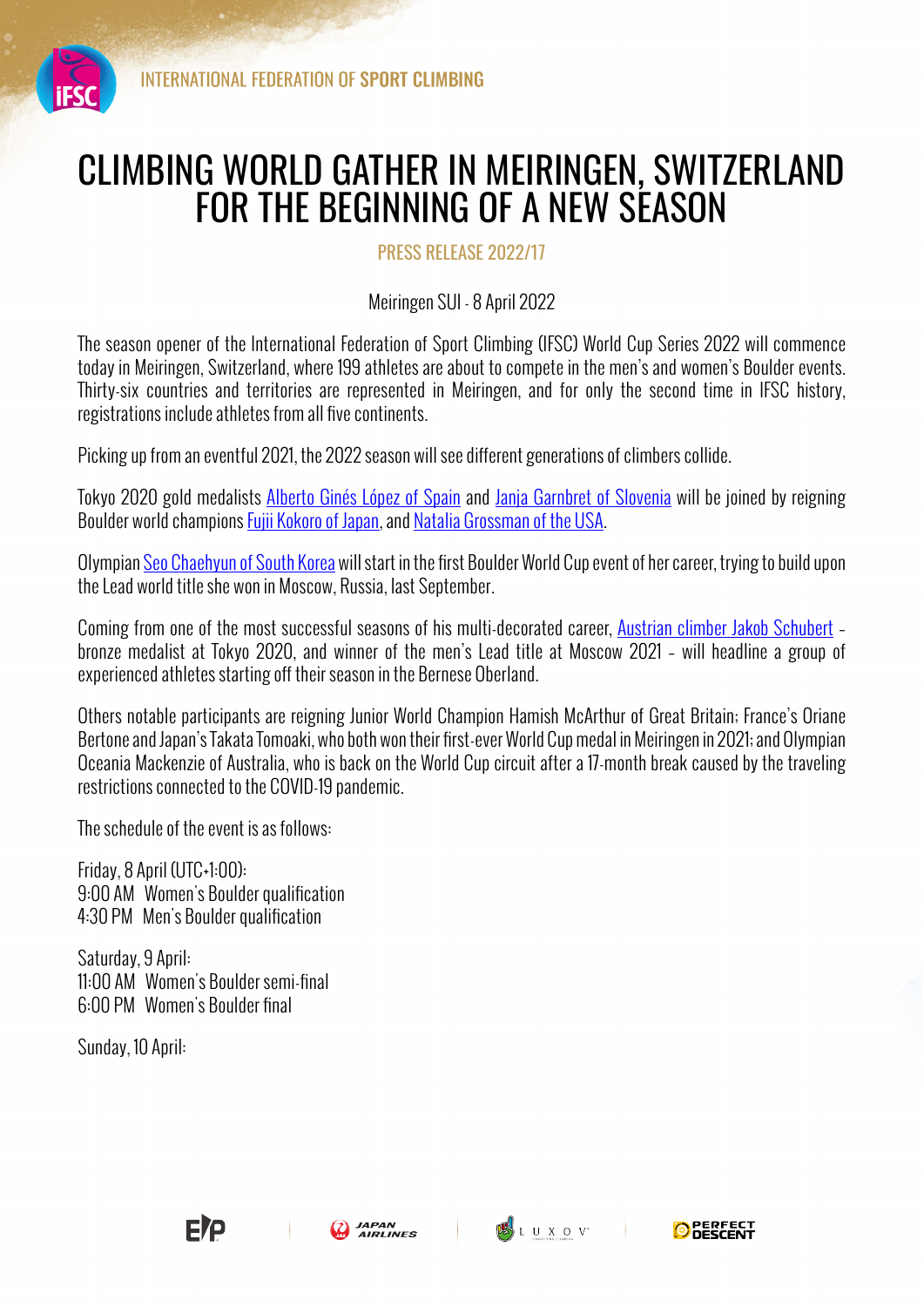INTERNATIONAL FEDERATION OF **SPORT CLIMBING**

# CLIMBING WORLD GATHER IN MEIRINGEN, SWITZERLAND FOR THE BEGINNING OF A NEW SEASON

PRESS RELEASE 2022/17

Meiringen SUI - 8 April 2022

The season opener of the International Federation of Sport Climbing (IFSC) World Cup Series 2022 will commence today in Meiringen, Switzerland, where 199 athletes are about to compete in the men's and women's Boulder events. Thirty-six countries and territories are represented in Meiringen, and for only the second time in IFSC history, registrations include athletes from all five continents.

Picking up from an eventful 2021, the 2022 season will see different generations of climbers collide.

Tokyo 2020 gold medalists Alberto Ginés López of Spain and Janja Garnbret of Slovenia will be joined by reigning Boulder world champions Fujii Kokoro of Japan, and Natalia Grossman of the USA.

Olympian Seo Chaehyun of South Korea will start in the first Boulder World Cup event of her career, trying to build upon the Lead world title she won in Moscow, Russia, last September.

Coming from one of the most successful seasons of his multi-decorated career, Austrian climber Jakob Schubert – bronze medalist at Tokyo 2020, and winner of the men's Lead title at Moscow 2021 – will headline a group of experienced athletes starting off their season in the Bernese Oberland.

Others notable participants are reigning Junior World Champion Hamish McArthur of Great Britain; France's Oriane Bertone and Japan's Takata Tomoaki, who both won their first-ever World Cup medal in Meiringen in 2021; and Olympian Oceania Mackenzie of Australia, who is back on the World Cup circuit after a 17-month break caused by the traveling restrictions connected to the COVID-19 pandemic.

The schedule of the event is as follows:

Friday, 8 April (UTC+1:00):
9:00 AM Women's Boulder qualification
4:30 PM Men's Boulder qualification

Saturday, 9 April:
11:00 AM Women's Boulder semi-final
6:00 PM Women's Boulder final

Sunday, 10 April: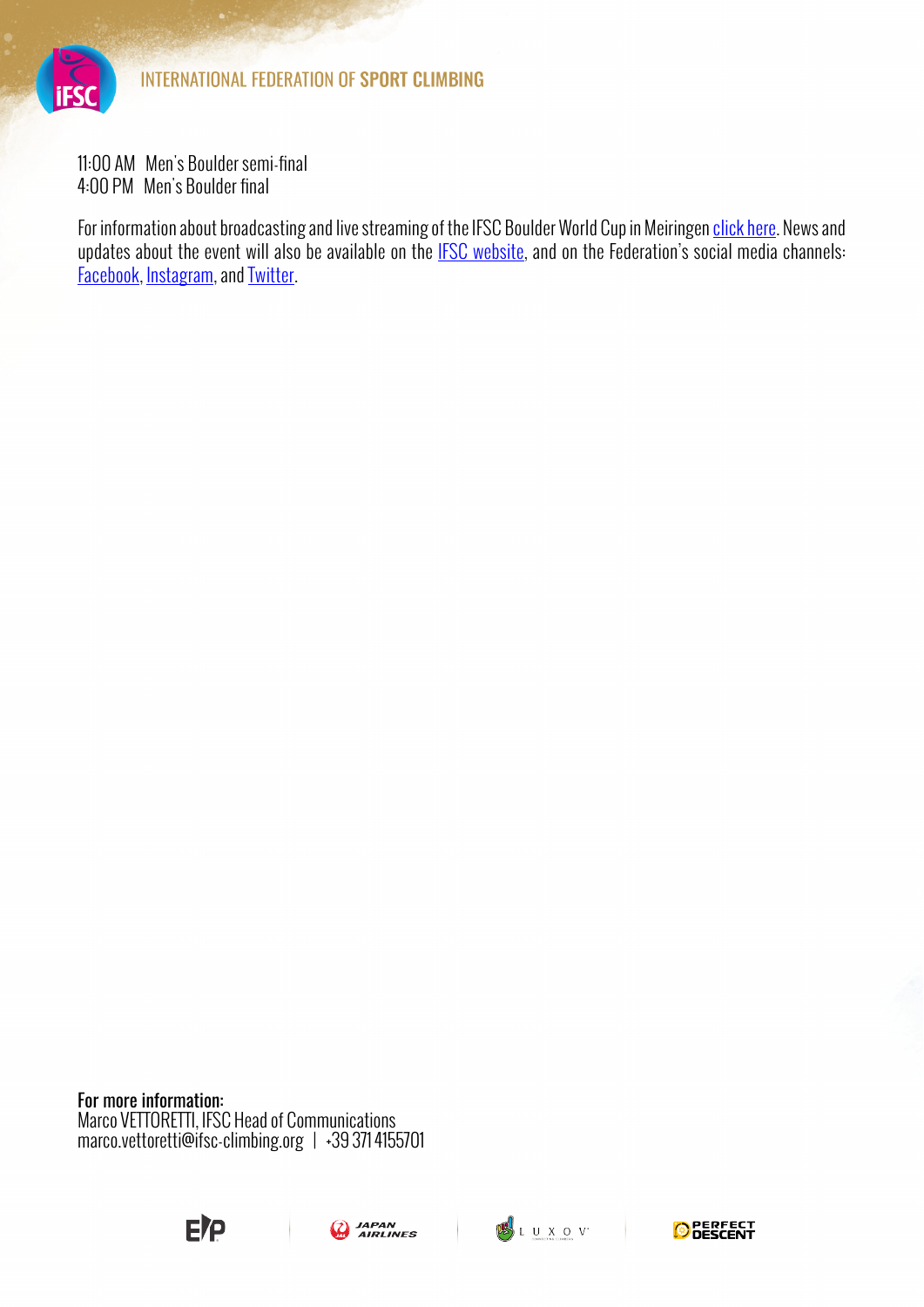11:00 AM Men's Boulder semi-final
4:00 PM Men's Boulder final

For information about broadcasting and live streaming of the IFSC Boulder World Cup in Meiringen click here. News and updates about the event will also be available on the IFSC website, and on the Federation's social media channels: Facebook, Instagram, and Twitter.

**For more information:**
Marco VETTORETTI, IFSC Head of Communications
marco.vettoretti@ifsc-climbing.org | +39 371 4155701